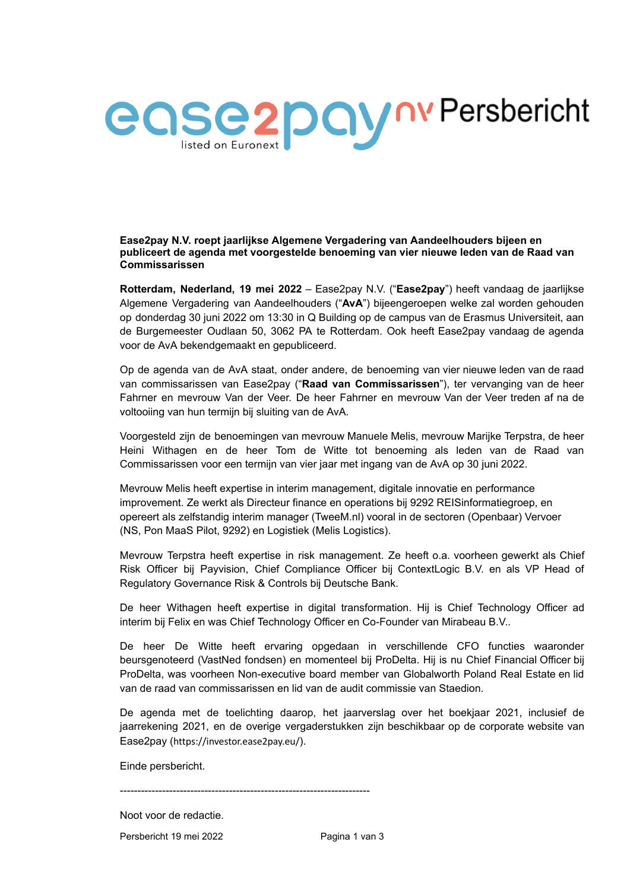# ease2pay nv Persbericht

listed on Euronext

**Ease2pay N.V. roept jaarlijkse Algemene Vergadering van Aandeelhouders bijeen en publiceert de agenda met voorgestelde benoeming van vier nieuwe leden van de Raad van Commissarissen**

**Rotterdam, Nederland, 19 mei 2022** – Ease2pay N.V. ("**Ease2pay**") heeft vandaag de jaarlijkse Algemene Vergadering van Aandeelhouders ("**AvA**") bijeengeroepen welke zal worden gehouden op donderdag 30 juni 2022 om 13:30 in Q Building op de campus van de Erasmus Universiteit, aan de Burgemeester Oudlaan 50, 3062 PA te Rotterdam. Ook heeft Ease2pay vandaag de agenda voor de AvA bekendgemaakt en gepubliceerd.

Op de agenda van de AvA staat, onder andere, de benoeming van vier nieuwe leden van de raad van commissarissen van Ease2pay ("**Raad van Commissarissen**"), ter vervanging van de heer Fahrner en mevrouw Van der Veer. De heer Fahrner en mevrouw Van der Veer treden af na de voltooiing van hun termijn bij sluiting van de AvA.

Voorgesteld zijn de benoemingen van mevrouw Manuele Melis, mevrouw Marijke Terpstra, de heer Heini Withagen en de heer Tom de Witte tot benoeming als leden van de Raad van Commissarissen voor een termijn van vier jaar met ingang van de AvA op 30 juni 2022.

Mevrouw Melis heeft expertise in interim management, digitale innovatie en performance improvement. Ze werkt als Directeur finance en operations bij 9292 REISinformatiegroep, en opereert als zelfstandig interim manager (TweeM.nl) vooral in de sectoren (Openbaar) Vervoer (NS, Pon MaaS Pilot, 9292) en Logistiek (Melis Logistics).

Mevrouw Terpstra heeft expertise in risk management. Ze heeft o.a. voorheen gewerkt als Chief Risk Officer bij Payvision, Chief Compliance Officer bij ContextLogic B.V. en als VP Head of Regulatory Governance Risk & Controls bij Deutsche Bank.

De heer Withagen heeft expertise in digital transformation. Hij is Chief Technology Officer ad interim bij Felix en was Chief Technology Officer en Co-Founder van Mirabeau B.V..

De heer De Witte heeft ervaring opgedaan in verschillende CFO functies waaronder beursgenoteerd (VastNed fondsen) en momenteel bij ProDelta. Hij is nu Chief Financial Officer bij ProDelta, was voorheen Non-executive board member van Globalworth Poland Real Estate en lid van de raad van commissarissen en lid van de audit commissie van Staedion.

De agenda met de toelichting daarop, het jaarverslag over het boekjaar 2021, inclusief de jaarrekening 2021, en de overige vergaderstukken zijn beschikbaar op de corporate website van Ease2pay (https://investor.ease2pay.eu/).

Einde persbericht.

---

Noot voor de redactie.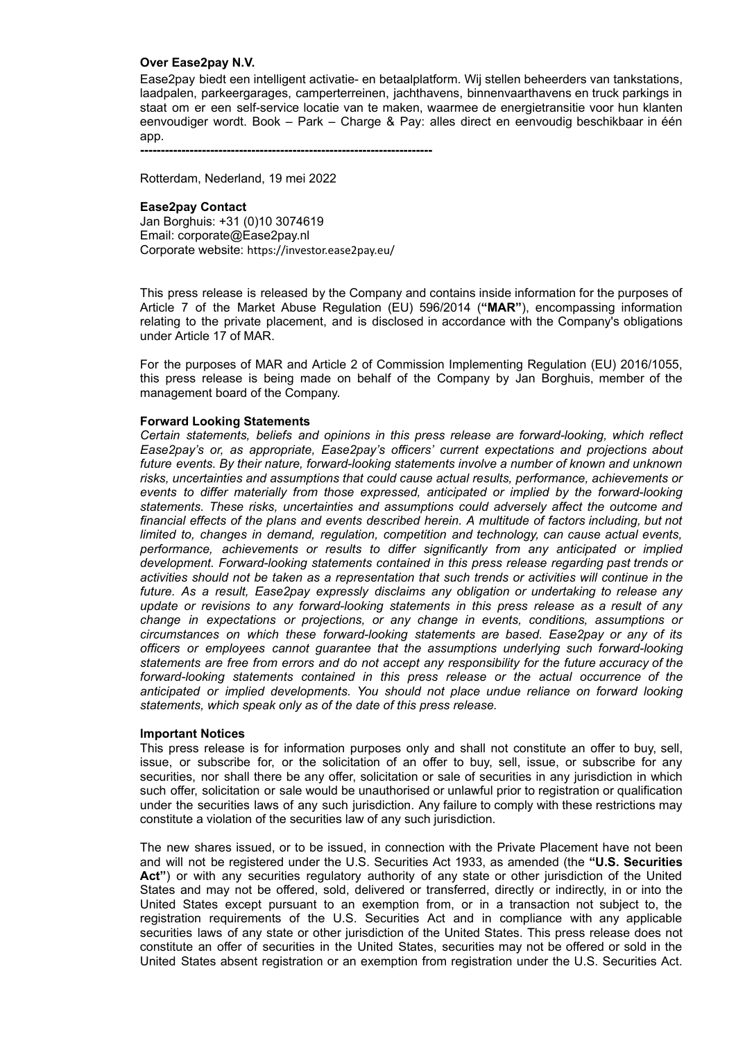**Over Ease2pay N.V.**

Ease2pay biedt een intelligent activatie- en betaalplatform. Wij stellen beheerders van tankstations, laadpalen, parkeergarages, camperterreinen, jachthavens, binnenvaarthavens en truck parkings in staat om er een self-service locatie van te maken, waarmee de energietransitie voor hun klanten eenvoudiger wordt. Book – Park – Charge & Pay: alles direct en eenvoudig beschikbaar in één app.

**------------------------------------------------------------------------**

Rotterdam, Nederland, 19 mei 2022

**Ease2pay Contact**
Jan Borghuis: +31 (0)10 3074619
Email: corporate@Ease2pay.nl
Corporate website: https://investor.ease2pay.eu/

This press release is released by the Company and contains inside information for the purposes of Article 7 of the Market Abuse Regulation (EU) 596/2014 (**"MAR"**), encompassing information relating to the private placement, and is disclosed in accordance with the Company's obligations under Article 17 of MAR.

For the purposes of MAR and Article 2 of Commission Implementing Regulation (EU) 2016/1055, this press release is being made on behalf of the Company by Jan Borghuis, member of the management board of the Company.

**Forward Looking Statements**

*Certain statements, beliefs and opinions in this press release are forward-looking, which reflect Ease2pay's or, as appropriate, Ease2pay's officers' current expectations and projections about future events. By their nature, forward-looking statements involve a number of known and unknown risks, uncertainties and assumptions that could cause actual results, performance, achievements or events to differ materially from those expressed, anticipated or implied by the forward-looking statements. These risks, uncertainties and assumptions could adversely affect the outcome and financial effects of the plans and events described herein. A multitude of factors including, but not limited to, changes in demand, regulation, competition and technology, can cause actual events, performance, achievements or results to differ significantly from any anticipated or implied development. Forward-looking statements contained in this press release regarding past trends or activities should not be taken as a representation that such trends or activities will continue in the future. As a result, Ease2pay expressly disclaims any obligation or undertaking to release any update or revisions to any forward-looking statements in this press release as a result of any change in expectations or projections, or any change in events, conditions, assumptions or circumstances on which these forward-looking statements are based. Ease2pay or any of its officers or employees cannot guarantee that the assumptions underlying such forward-looking statements are free from errors and do not accept any responsibility for the future accuracy of the forward-looking statements contained in this press release or the actual occurrence of the anticipated or implied developments. You should not place undue reliance on forward looking statements, which speak only as of the date of this press release.*

**Important Notices**

This press release is for information purposes only and shall not constitute an offer to buy, sell, issue, or subscribe for, or the solicitation of an offer to buy, sell, issue, or subscribe for any securities, nor shall there be any offer, solicitation or sale of securities in any jurisdiction in which such offer, solicitation or sale would be unauthorised or unlawful prior to registration or qualification under the securities laws of any such jurisdiction. Any failure to comply with these restrictions may constitute a violation of the securities law of any such jurisdiction.

The new shares issued, or to be issued, in connection with the Private Placement have not been and will not be registered under the U.S. Securities Act 1933, as amended (the **"U.S. Securities Act"**) or with any securities regulatory authority of any state or other jurisdiction of the United States and may not be offered, sold, delivered or transferred, directly or indirectly, in or into the United States except pursuant to an exemption from, or in a transaction not subject to, the registration requirements of the U.S. Securities Act and in compliance with any applicable securities laws of any state or other jurisdiction of the United States. This press release does not constitute an offer of securities in the United States, securities may not be offered or sold in the United States absent registration or an exemption from registration under the U.S. Securities Act.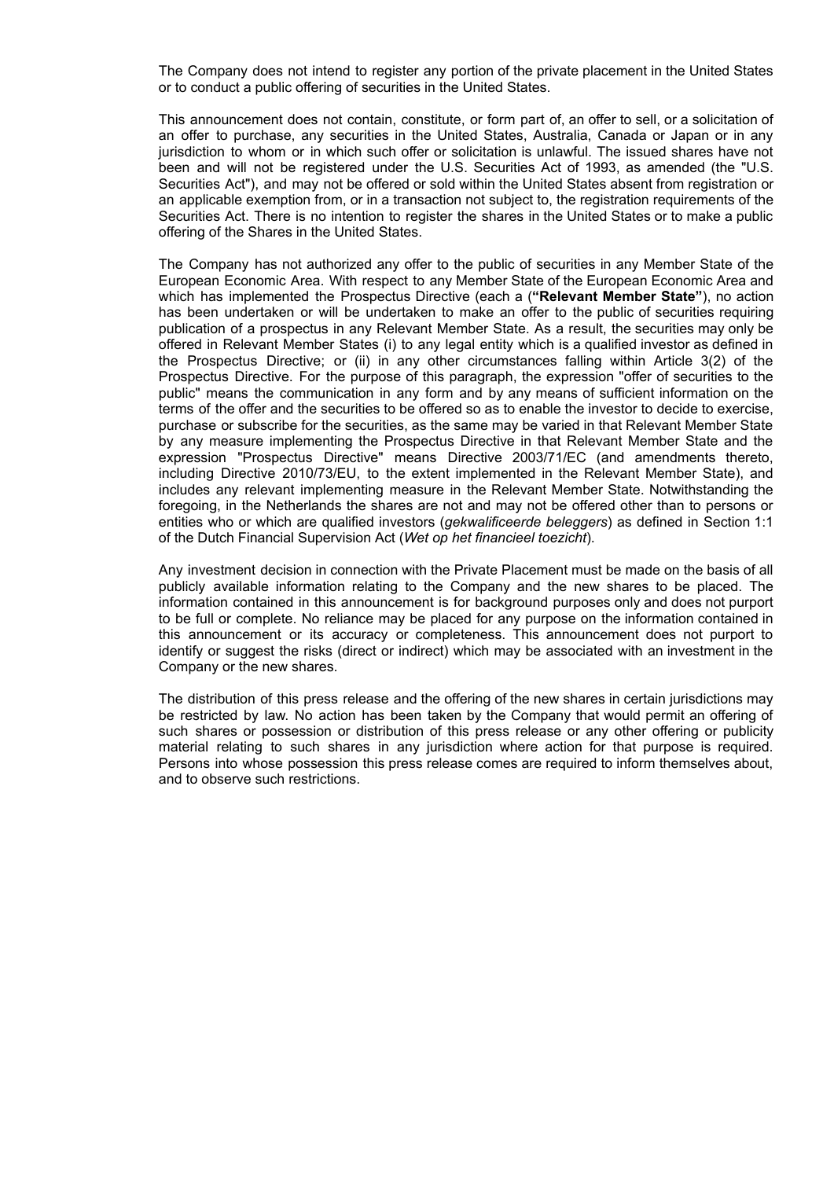The Company does not intend to register any portion of the private placement in the United States or to conduct a public offering of securities in the United States.

This announcement does not contain, constitute, or form part of, an offer to sell, or a solicitation of an offer to purchase, any securities in the United States, Australia, Canada or Japan or in any jurisdiction to whom or in which such offer or solicitation is unlawful. The issued shares have not been and will not be registered under the U.S. Securities Act of 1993, as amended (the "U.S. Securities Act"), and may not be offered or sold within the United States absent from registration or an applicable exemption from, or in a transaction not subject to, the registration requirements of the Securities Act. There is no intention to register the shares in the United States or to make a public offering of the Shares in the United States.

The Company has not authorized any offer to the public of securities in any Member State of the European Economic Area. With respect to any Member State of the European Economic Area and which has implemented the Prospectus Directive (each a (**"Relevant Member State"**), no action has been undertaken or will be undertaken to make an offer to the public of securities requiring publication of a prospectus in any Relevant Member State. As a result, the securities may only be offered in Relevant Member States (i) to any legal entity which is a qualified investor as defined in the Prospectus Directive; or (ii) in any other circumstances falling within Article 3(2) of the Prospectus Directive. For the purpose of this paragraph, the expression "offer of securities to the public" means the communication in any form and by any means of sufficient information on the terms of the offer and the securities to be offered so as to enable the investor to decide to exercise, purchase or subscribe for the securities, as the same may be varied in that Relevant Member State by any measure implementing the Prospectus Directive in that Relevant Member State and the expression "Prospectus Directive" means Directive 2003/71/EC (and amendments thereto, including Directive 2010/73/EU, to the extent implemented in the Relevant Member State), and includes any relevant implementing measure in the Relevant Member State. Notwithstanding the foregoing, in the Netherlands the shares are not and may not be offered other than to persons or entities who or which are qualified investors (*gekwalificeerde beleggers*) as defined in Section 1:1 of the Dutch Financial Supervision Act (*Wet op het financieel toezicht*).

Any investment decision in connection with the Private Placement must be made on the basis of all publicly available information relating to the Company and the new shares to be placed. The information contained in this announcement is for background purposes only and does not purport to be full or complete. No reliance may be placed for any purpose on the information contained in this announcement or its accuracy or completeness. This announcement does not purport to identify or suggest the risks (direct or indirect) which may be associated with an investment in the Company or the new shares.

The distribution of this press release and the offering of the new shares in certain jurisdictions may be restricted by law. No action has been taken by the Company that would permit an offering of such shares or possession or distribution of this press release or any other offering or publicity material relating to such shares in any jurisdiction where action for that purpose is required. Persons into whose possession this press release comes are required to inform themselves about, and to observe such restrictions.